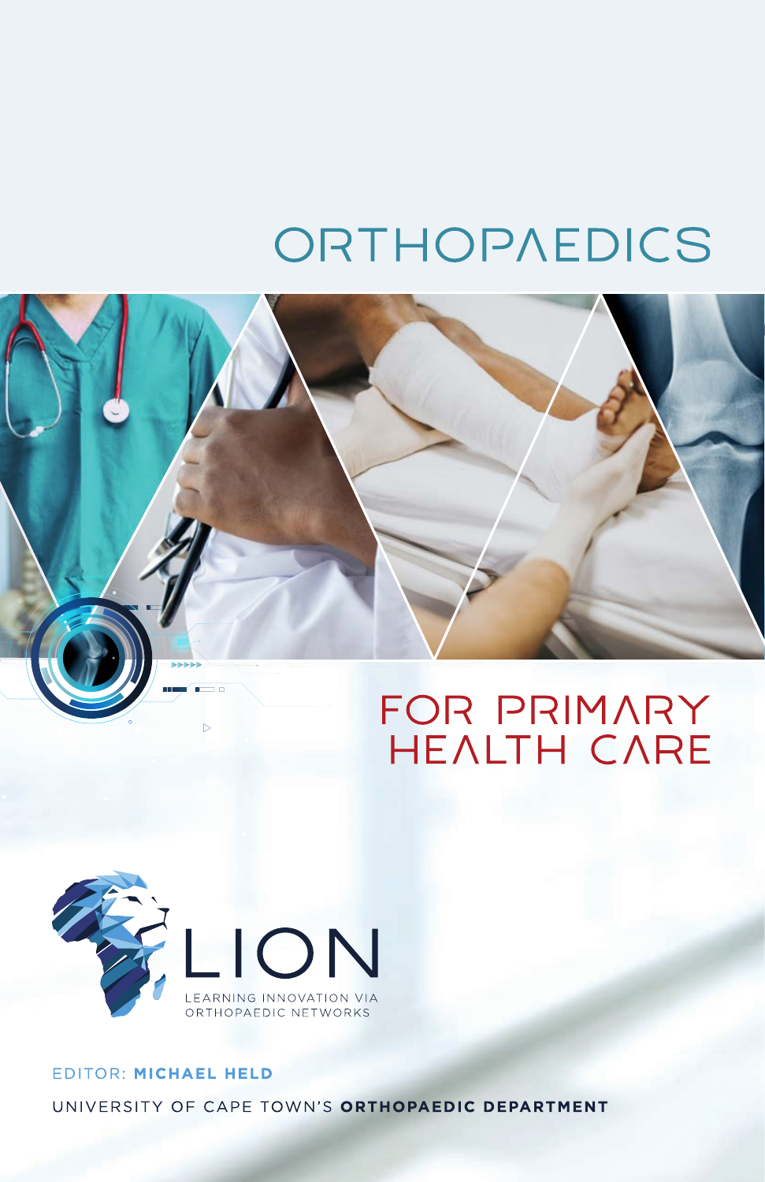# ORTHOPAEDICS

# FOR PRIMARY HEALTH CARE

LION

LEARNING INNOVATION VIA ORTHOPAEDIC NETWORKS

EDITOR: **MICHAEL HELD**

UNIVERSITY OF CAPE TOWN'S **ORTHOPAEDIC DEPARTMENT**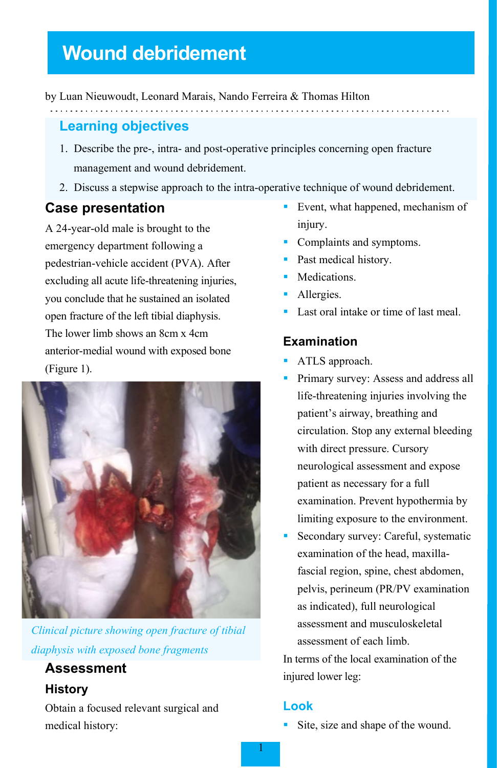# Wound debridement

by Luan Nieuwoudt, Leonard Marais, Nando Ferreira & Thomas Hilton

## Learning objectives

1. Describe the pre-, intra- and post-operative principles concerning open fracture management and wound debridement.
2. Discuss a stepwise approach to the intra-operative technique of wound debridement.

## Case presentation

A 24-year-old male is brought to the emergency department following a pedestrian-vehicle accident (PVA). After excluding all acute life-threatening injuries, you conclude that he sustained an isolated open fracture of the left tibial diaphysis. The lower limb shows an 8cm x 4cm anterior-medial wound with exposed bone (Figure 1).

*Clinical picture showing open fracture of tibial diaphysis with exposed bone fragments*

## Assessment

### History

Obtain a focused relevant surgical and medical history:

- Event, what happened, mechanism of injury.
- Complaints and symptoms.
- Past medical history.
- Medications.
- Allergies.
- Last oral intake or time of last meal.

### Examination

- ATLS approach.
- Primary survey: Assess and address all life-threatening injuries involving the patient's airway, breathing and circulation. Stop any external bleeding with direct pressure. Cursory neurological assessment and expose patient as necessary for a full examination. Prevent hypothermia by limiting exposure to the environment.
- Secondary survey: Careful, systematic examination of the head, maxilla-fascial region, spine, chest abdomen, pelvis, perineum (PR/PV examination as indicated), full neurological assessment and musculoskeletal assessment of each limb.

In terms of the local examination of the injured lower leg:

#### Look

- Site, size and shape of the wound.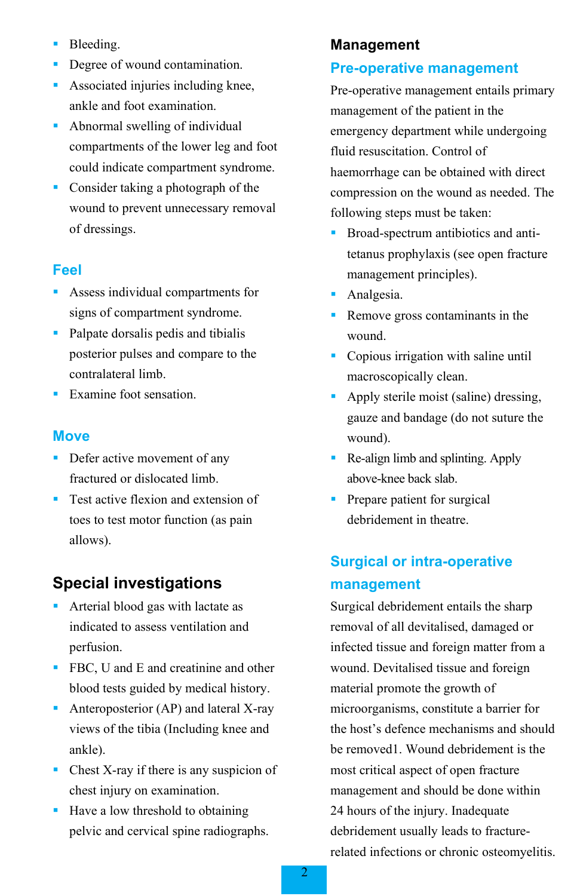- Bleeding.
- Degree of wound contamination.
- Associated injuries including knee, ankle and foot examination.
- Abnormal swelling of individual compartments of the lower leg and foot could indicate compartment syndrome.
- Consider taking a photograph of the wound to prevent unnecessary removal of dressings.

### Feel

- Assess individual compartments for signs of compartment syndrome.
- Palpate dorsalis pedis and tibialis posterior pulses and compare to the contralateral limb.
- Examine foot sensation.

### Move

- Defer active movement of any fractured or dislocated limb.
- Test active flexion and extension of toes to test motor function (as pain allows).

## Special investigations

- Arterial blood gas with lactate as indicated to assess ventilation and perfusion.
- FBC, U and E and creatinine and other blood tests guided by medical history.
- Anteroposterior (AP) and lateral X-ray views of the tibia (Including knee and ankle).
- Chest X-ray if there is any suspicion of chest injury on examination.
- Have a low threshold to obtaining pelvic and cervical spine radiographs.

## Management

### Pre-operative management

Pre-operative management entails primary management of the patient in the emergency department while undergoing fluid resuscitation. Control of haemorrhage can be obtained with direct compression on the wound as needed. The following steps must be taken:

- Broad-spectrum antibiotics and anti-tetanus prophylaxis (see open fracture management principles).
- Analgesia.
- Remove gross contaminants in the wound.
- Copious irrigation with saline until macroscopically clean.
- Apply sterile moist (saline) dressing, gauze and bandage (do not suture the wound).
- Re-align limb and splinting. Apply above-knee back slab.
- Prepare patient for surgical debridement in theatre.

### Surgical or intra-operative management

Surgical debridement entails the sharp removal of all devitalised, damaged or infected tissue and foreign matter from a wound. Devitalised tissue and foreign material promote the growth of microorganisms, constitute a barrier for the host's defence mechanisms and should be removed[1]. Wound debridement is the most critical aspect of open fracture management and should be done within 24 hours of the injury. Inadequate debridement usually leads to fracture-related infections or chronic osteomyelitis.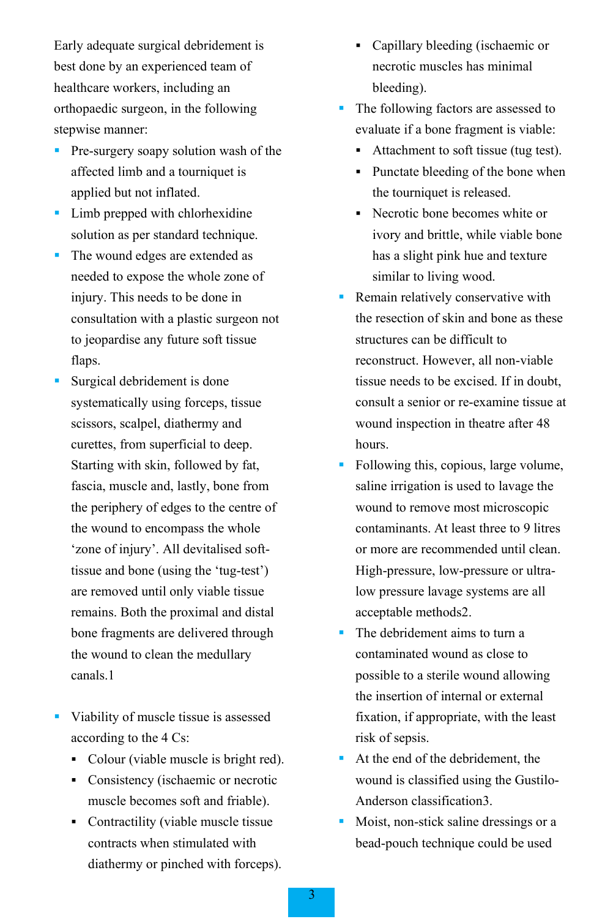Early adequate surgical debridement is best done by an experienced team of healthcare workers, including an orthopaedic surgeon, in the following stepwise manner:

- Pre-surgery soapy solution wash of the affected limb and a tourniquet is applied but not inflated.
- Limb prepped with chlorhexidine solution as per standard technique.
- The wound edges are extended as needed to expose the whole zone of injury. This needs to be done in consultation with a plastic surgeon not to jeopardise any future soft tissue flaps.
- Surgical debridement is done systematically using forceps, tissue scissors, scalpel, diathermy and curettes, from superficial to deep. Starting with skin, followed by fat, fascia, muscle and, lastly, bone from the periphery of edges to the centre of the wound to encompass the whole 'zone of injury'. All devitalised soft-tissue and bone (using the 'tug-test') are removed until only viable tissue remains. Both the proximal and distal bone fragments are delivered through the wound to clean the medullary canals.[1]

- Viability of muscle tissue is assessed according to the 4 Cs:
  - Colour (viable muscle is bright red).
  - Consistency (ischaemic or necrotic muscle becomes soft and friable).
  - Contractility (viable muscle tissue contracts when stimulated with diathermy or pinched with forceps).
  - Capillary bleeding (ischaemic or necrotic muscles has minimal bleeding).
- The following factors are assessed to evaluate if a bone fragment is viable:
  - Attachment to soft tissue (tug test).
  - Punctate bleeding of the bone when the tourniquet is released.
  - Necrotic bone becomes white or ivory and brittle, while viable bone has a slight pink hue and texture similar to living wood.
- Remain relatively conservative with the resection of skin and bone as these structures can be difficult to reconstruct. However, all non-viable tissue needs to be excised. If in doubt, consult a senior or re-examine tissue at wound inspection in theatre after 48 hours.
- Following this, copious, large volume, saline irrigation is used to lavage the wound to remove most microscopic contaminants. At least three to 9 litres or more are recommended until clean. High-pressure, low-pressure or ultra-low pressure lavage systems are all acceptable methods[2].
- The debridement aims to turn a contaminated wound as close to possible to a sterile wound allowing the insertion of internal or external fixation, if appropriate, with the least risk of sepsis.
- At the end of the debridement, the wound is classified using the Gustilo-Anderson classification[3].
- Moist, non-stick saline dressings or a bead-pouch technique could be used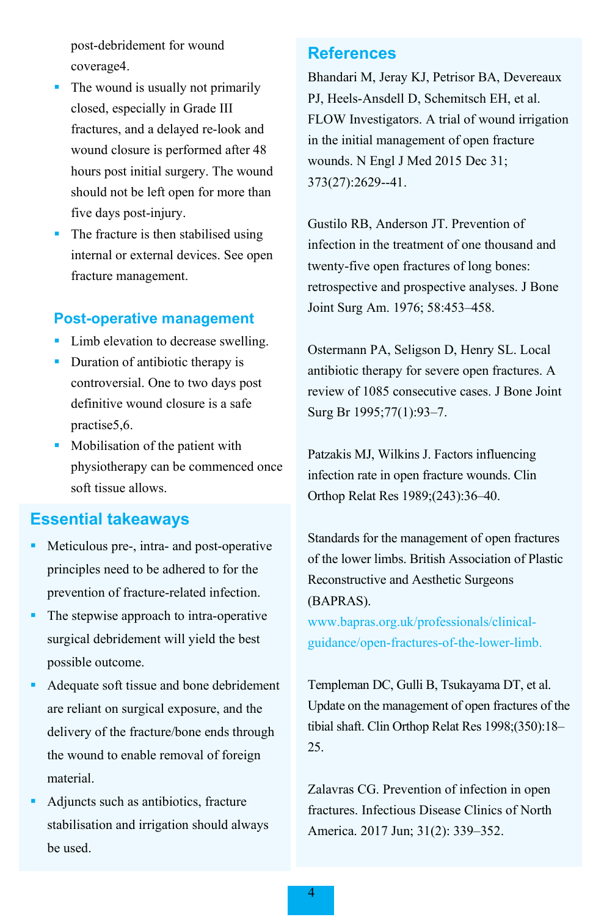post-debridement for wound coverage4.

- The wound is usually not primarily closed, especially in Grade III fractures, and a delayed re-look and wound closure is performed after 48 hours post initial surgery. The wound should not be left open for more than five days post-injury.
- The fracture is then stabilised using internal or external devices. See open fracture management.

## Post-operative management

- Limb elevation to decrease swelling.
- Duration of antibiotic therapy is controversial. One to two days post definitive wound closure is a safe practise5,6.
- Mobilisation of the patient with physiotherapy can be commenced once soft tissue allows.

## Essential takeaways

- Meticulous pre-, intra- and post-operative principles need to be adhered to for the prevention of fracture-related infection.
- The stepwise approach to intra-operative surgical debridement will yield the best possible outcome.
- Adequate soft tissue and bone debridement are reliant on surgical exposure, and the delivery of the fracture/bone ends through the wound to enable removal of foreign material.
- Adjuncts such as antibiotics, fracture stabilisation and irrigation should always be used.

## References

Bhandari M, Jeray KJ, Petrisor BA, Devereaux PJ, Heels-Ansdell D, Schemitsch EH, et al. FLOW Investigators. A trial of wound irrigation in the initial management of open fracture wounds. N Engl J Med 2015 Dec 31; 373(27):2629--41.

Gustilo RB, Anderson JT. Prevention of infection in the treatment of one thousand and twenty-five open fractures of long bones: retrospective and prospective analyses. J Bone Joint Surg Am. 1976; 58:453–458.

Ostermann PA, Seligson D, Henry SL. Local antibiotic therapy for severe open fractures. A review of 1085 consecutive cases. J Bone Joint Surg Br 1995;77(1):93–7.

Patzakis MJ, Wilkins J. Factors influencing infection rate in open fracture wounds. Clin Orthop Relat Res 1989;(243):36–40.

Standards for the management of open fractures of the lower limbs. British Association of Plastic Reconstructive and Aesthetic Surgeons (BAPRAS). www.bapras.org.uk/professionals/clinical-guidance/open-fractures-of-the-lower-limb.

Templeman DC, Gulli B, Tsukayama DT, et al. Update on the management of open fractures of the tibial shaft. Clin Orthop Relat Res 1998;(350):18–25.

Zalavras CG. Prevention of infection in open fractures. Infectious Disease Clinics of North America. 2017 Jun; 31(2): 339–352.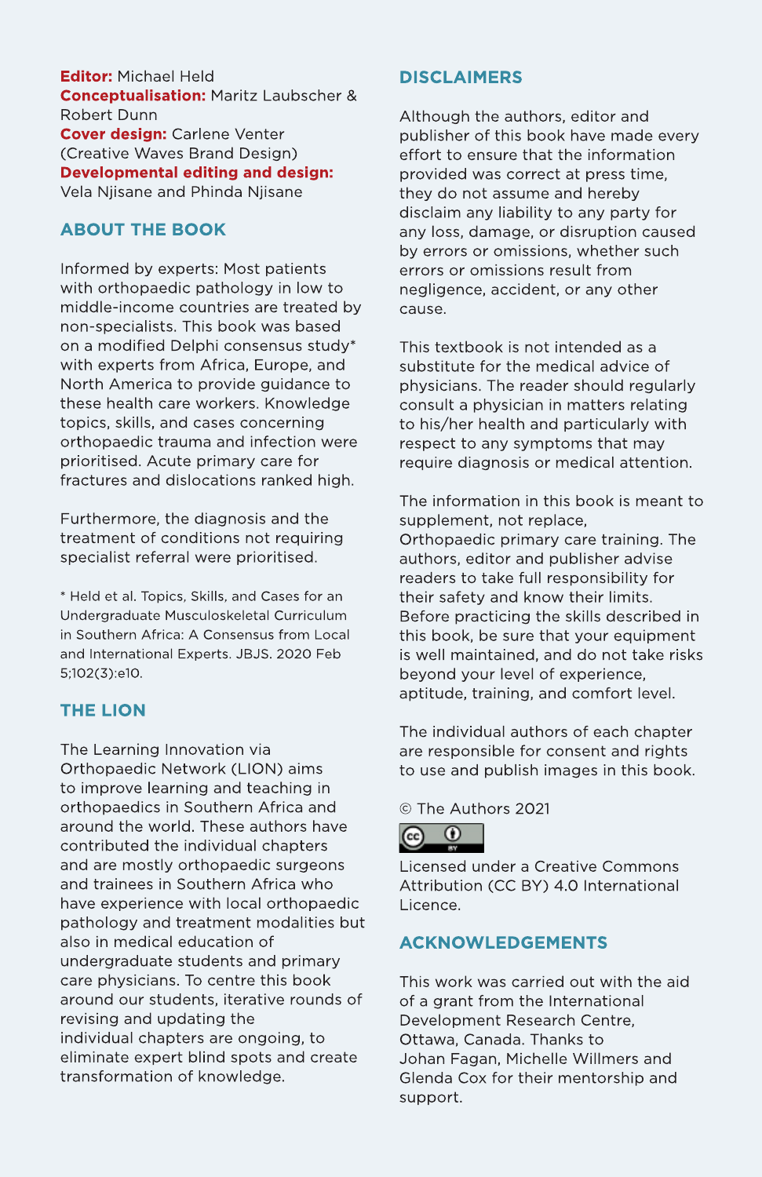**Editor:** Michael Held
**Conceptualisation:** Maritz Laubscher & Robert Dunn
**Cover design:** Carlene Venter (Creative Waves Brand Design)
**Developmental editing and design:** Vela Njisane and Phinda Njisane

## ABOUT THE BOOK

Informed by experts: Most patients with orthopaedic pathology in low to middle-income countries are treated by non-specialists. This book was based on a modified Delphi consensus study* with experts from Africa, Europe, and North America to provide guidance to these health care workers. Knowledge topics, skills, and cases concerning orthopaedic trauma and infection were prioritised. Acute primary care for fractures and dislocations ranked high.

Furthermore, the diagnosis and the treatment of conditions not requiring specialist referral were prioritised.

* Held et al. Topics, Skills, and Cases for an Undergraduate Musculoskeletal Curriculum in Southern Africa: A Consensus from Local and International Experts. JBJS. 2020 Feb 5;102(3):e10.

## THE LION

The Learning Innovation via Orthopaedic Network (LION) aims to improve learning and teaching in orthopaedics in Southern Africa and around the world. These authors have contributed the individual chapters and are mostly orthopaedic surgeons and trainees in Southern Africa who have experience with local orthopaedic pathology and treatment modalities but also in medical education of undergraduate students and primary care physicians. To centre this book around our students, iterative rounds of revising and updating the individual chapters are ongoing, to eliminate expert blind spots and create transformation of knowledge.

## DISCLAIMERS

Although the authors, editor and publisher of this book have made every effort to ensure that the information provided was correct at press time, they do not assume and hereby disclaim any liability to any party for any loss, damage, or disruption caused by errors or omissions, whether such errors or omissions result from negligence, accident, or any other cause.

This textbook is not intended as a substitute for the medical advice of physicians. The reader should regularly consult a physician in matters relating to his/her health and particularly with respect to any symptoms that may require diagnosis or medical attention.

The information in this book is meant to supplement, not replace, Orthopaedic primary care training. The authors, editor and publisher advise readers to take full responsibility for their safety and know their limits. Before practicing the skills described in this book, be sure that your equipment is well maintained, and do not take risks beyond your level of experience, aptitude, training, and comfort level.

The individual authors of each chapter are responsible for consent and rights to use and publish images in this book.

© The Authors 2021

Licensed under a Creative Commons Attribution (CC BY) 4.0 International Licence.

## ACKNOWLEDGEMENTS

This work was carried out with the aid of a grant from the International Development Research Centre, Ottawa, Canada. Thanks to Johan Fagan, Michelle Willmers and Glenda Cox for their mentorship and support.